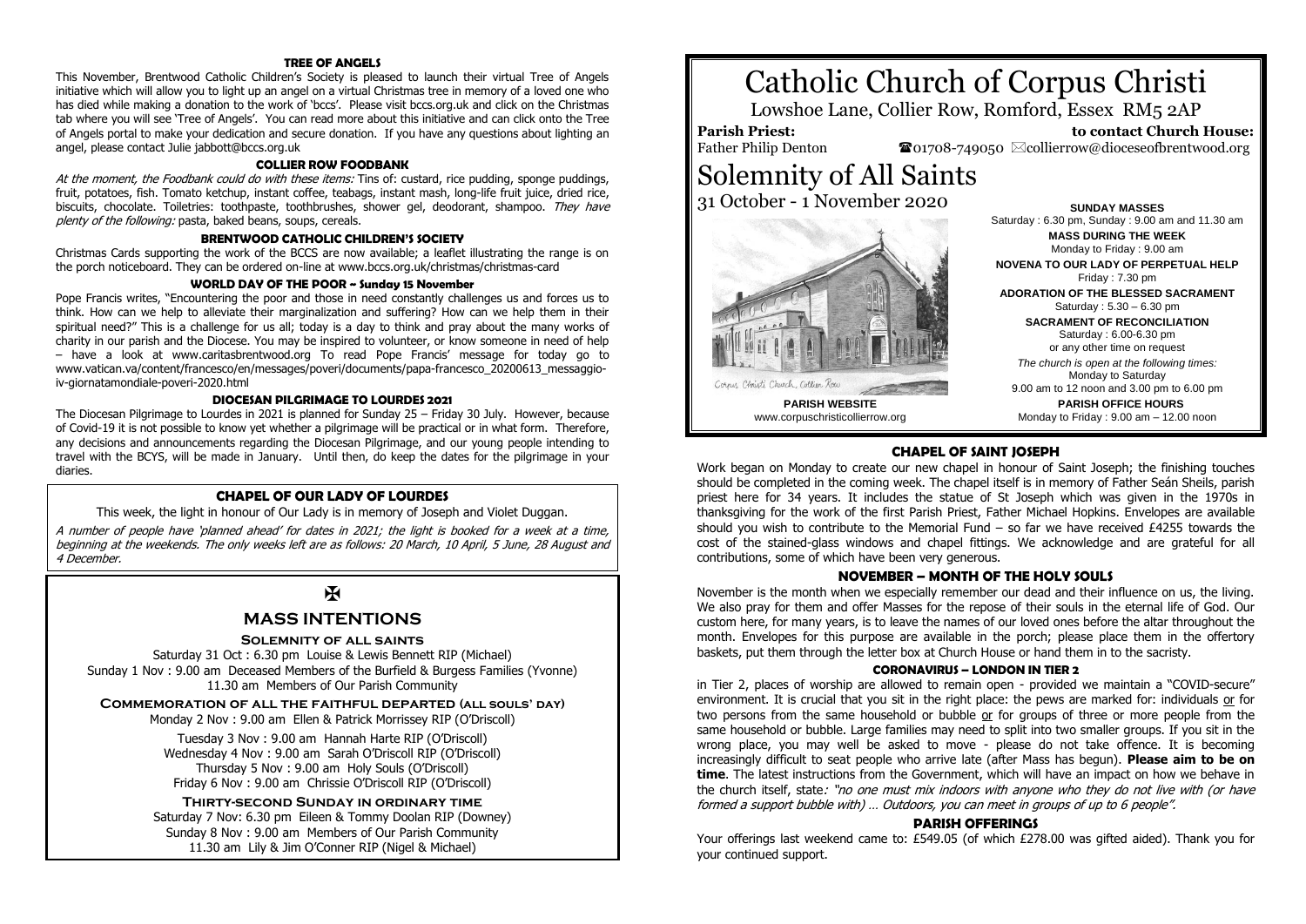## TREE OF ANGELS

This November, Brentwood Catholic Children's Society is pleased to launch their virtual Tree of Angels initiative which will allow you to light up an angel on a virtual Christmas tree in memory of a loved one who has died while making a donation to the work of 'bccs'. Please visit bccs.org.uk and click on the Christmas tab where you will see 'Tree of Angels'. You can read more about this initiative and can click onto the Tree of Angels portal to make your dedication and secure donation. If you have any questions about lighting an angel, please contact Julie jabbott@bccs.org.uk

## COLLIER ROW FOODBANK

*At the moment, the Foodbank could do with these items:* Tins of: custard, rice pudding, sponge puddings, fruit, potatoes, fish. Tomato ketchup, instant coffee, teabags, instant mash, long-life fruit juice, dried rice, biscuits, chocolate. Toiletries: toothpaste, toothbrushes, shower gel, deodorant, shampoo. *They have plenty of the following:* pasta, baked beans, soups, cereals.

## BRENTWOOD CATHOLIC CHILDREN'S SOCIETY

Christmas Cards supporting the work of the BCCS are now available; a leaflet illustrating the range is on the porch noticeboard. They can be ordered on-line at www.bccs.org.uk/christmas/christmas-card

## WORLD DAY OF THE POOR – Sunday 15 November

Pope Francis writes, "Encountering the poor and those in need constantly challenges us and forces us to think. How can we help to alleviate their marginalization and suffering? How can we help them in their spiritual need?" This is a challenge for us all; today is a day to think and pray about the many works of charity in our parish and the Diocese. You may be inspired to volunteer, or know someone in need of help – have a look at www.caritasbrentwood.org To read Pope Francis' message for today go to www.vatican.va/content/francesco/en/messages/poveri/documents/papa-francesco_20200613_messaggio-iv-giornatamondiale-poveri-2020.html

## DIOCESAN PILGRIMAGE TO LOURDES 2021

The Diocesan Pilgrimage to Lourdes in 2021 is planned for Sunday 25 – Friday 30 July. However, because of Covid-19 it is not possible to know yet whether a pilgrimage will be practical or in what form. Therefore, any decisions and announcements regarding the Diocesan Pilgrimage, and our young people intending to travel with the BCYS, will be made in January. Until then, do keep the dates for the pilgrimage in your diaries.

## CHAPEL OF OUR LADY OF LOURDES

This week, the light in honour of Our Lady is in memory of Joseph and Violet Duggan.

*A number of people have 'planned ahead' for dates in 2021; the light is booked for a week at a time, beginning at the weekends. The only weeks left are as follows: 20 March, 10 April, 5 June, 28 August and 4 December.*

✠

## MASS INTENTIONS

**Solemnity of all saints**

Saturday 31 Oct : 6.30 pm Louise & Lewis Bennett RIP (Michael)
Sunday 1 Nov : 9.00 am Deceased Members of the Burfield & Burgess Families (Yvonne)
11.30 am Members of Our Parish Community

**Commemoration of all the faithful departed (all souls' day)**

Monday 2 Nov : 9.00 am Ellen & Patrick Morrissey RIP (O'Driscoll)

Tuesday 3 Nov : 9.00 am Hannah Harte RIP (O'Driscoll)
Wednesday 4 Nov : 9.00 am Sarah O'Driscoll RIP (O'Driscoll)
Thursday 5 Nov : 9.00 am Holy Souls (O'Driscoll)
Friday 6 Nov : 9.00 am Chrissie O'Driscoll RIP (O'Driscoll)

**Thirty-second Sunday in ordinary time**

Saturday 7 Nov: 6.30 pm Eileen & Tommy Doolan RIP (Downey)
Sunday 8 Nov : 9.00 am Members of Our Parish Community
11.30 am Lily & Jim O'Conner RIP (Nigel & Michael)

# Catholic Church of Corpus Christi

Lowshoe Lane, Collier Row, Romford, Essex RM5 2AP

**Parish Priest:** Father Philip Denton

**to contact Church House:** ☎01708-749050 ✉collierrow@dioceseofbrentwood.org

# Solemnity of All Saints

31 October - 1 November 2020

Corpus Christi Church, Collier Row

**PARISH WEBSITE**
www.corpuschristicollierrow.org

**SUNDAY MASSES**
Saturday : 6.30 pm, Sunday : 9.00 am and 11.30 am

**MASS DURING THE WEEK**
Monday to Friday : 9.00 am

**NOVENA TO OUR LADY OF PERPETUAL HELP**
Friday : 7.30 pm

**ADORATION OF THE BLESSED SACRAMENT**
Saturday : 5.30 – 6.30 pm

**SACRAMENT OF RECONCILIATION**
Saturday : 6.00-6.30 pm
or any other time on request

*The church is open at the following times:*
Monday to Saturday
9.00 am to 12 noon and 3.00 pm to 6.00 pm

**PARISH OFFICE HOURS**
Monday to Friday : 9.00 am – 12.00 noon

## CHAPEL OF SAINT JOSEPH

Work began on Monday to create our new chapel in honour of Saint Joseph; the finishing touches should be completed in the coming week. The chapel itself is in memory of Father Seán Sheils, parish priest here for 34 years. It includes the statue of St Joseph which was given in the 1970s in thanksgiving for the work of the first Parish Priest, Father Michael Hopkins. Envelopes are available should you wish to contribute to the Memorial Fund – so far we have received £4255 towards the cost of the stained-glass windows and chapel fittings. We acknowledge and are grateful for all contributions, some of which have been very generous.

## NOVEMBER – MONTH OF THE HOLY SOULS

November is the month when we especially remember our dead and their influence on us, the living. We also pray for them and offer Masses for the repose of their souls in the eternal life of God. Our custom here, for many years, is to leave the names of our loved ones before the altar throughout the month. Envelopes for this purpose are available in the porch; please place them in the offertory baskets, put them through the letter box at Church House or hand them in to the sacristy.

## CORONAVIRUS – LONDON IN TIER 2

in Tier 2, places of worship are allowed to remain open - provided we maintain a "COVID-secure" environment. It is crucial that you sit in the right place: the pews are marked for: individuals or for two persons from the same household or bubble or for groups of three or more people from the same household or bubble. Large families may need to split into two smaller groups. If you sit in the wrong place, you may well be asked to move - please do not take offence. It is becoming increasingly difficult to seat people who arrive late (after Mass has begun). **Please aim to be on time**. The latest instructions from the Government, which will have an impact on how we behave in the church itself, state: *"no one must mix indoors with anyone who they do not live with (or have formed a support bubble with) … Outdoors, you can meet in groups of up to 6 people".*

## PARISH OFFERINGS

Your offerings last weekend came to: £549.05 (of which £278.00 was gifted aided). Thank you for your continued support.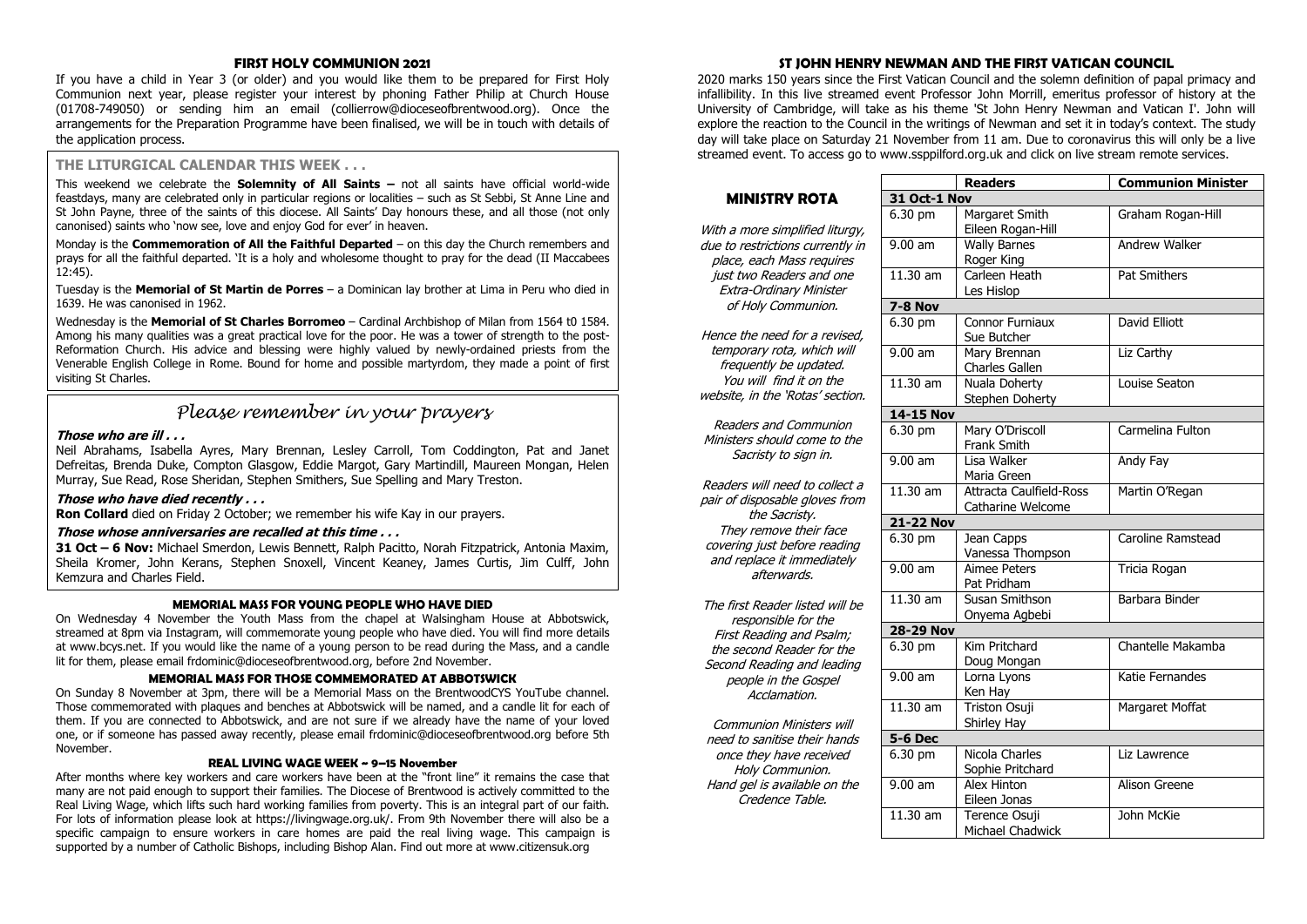## FIRST HOLY COMMUNION 2021

If you have a child in Year 3 (or older) and you would like them to be prepared for First Holy Communion next year, please register your interest by phoning Father Philip at Church House (01708-749050) or sending him an email (collierrow@dioceseofbrentwood.org). Once the arrangements for the Preparation Programme have been finalised, we will be in touch with details of the application process.

### THE LITURGICAL CALENDAR THIS WEEK . . .

This weekend we celebrate the **Solemnity of All Saints –** not all saints have official world-wide feastdays, many are celebrated only in particular regions or localities – such as St Sebbi, St Anne Line and St John Payne, three of the saints of this diocese. All Saints' Day honours these, and all those (not only canonised) saints who 'now see, love and enjoy God for ever' in heaven.

Monday is the **Commemoration of All the Faithful Departed** – on this day the Church remembers and prays for all the faithful departed. 'It is a holy and wholesome thought to pray for the dead (II Maccabees 12:45).

Tuesday is the **Memorial of St Martin de Porres** – a Dominican lay brother at Lima in Peru who died in 1639. He was canonised in 1962.

Wednesday is the **Memorial of St Charles Borromeo** – Cardinal Archbishop of Milan from 1564 t0 1584. Among his many qualities was a great practical love for the poor. He was a tower of strength to the post-Reformation Church. His advice and blessing were highly valued by newly-ordained priests from the Venerable English College in Rome. Bound for home and possible martyrdom, they made a point of first visiting St Charles.

## *Please remember in your prayers*

***Those who are ill . . .***

Neil Abrahams, Isabella Ayres, Mary Brennan, Lesley Carroll, Tom Coddington, Pat and Janet Defreitas, Brenda Duke, Compton Glasgow, Eddie Margot, Gary Martindill, Maureen Mongan, Helen Murray, Sue Read, Rose Sheridan, Stephen Smithers, Sue Spelling and Mary Treston.

***Those who have died recently . . .***

**Ron Collard** died on Friday 2 October; we remember his wife Kay in our prayers.

***Those whose anniversaries are recalled at this time . . .***

**31 Oct – 6 Nov:** Michael Smerdon, Lewis Bennett, Ralph Pacitto, Norah Fitzpatrick, Antonia Maxim, Sheila Kromer, John Kerans, Stephen Snoxell, Vincent Keaney, James Curtis, Jim Culff, John Kemzura and Charles Field.

### MEMORIAL MASS FOR YOUNG PEOPLE WHO HAVE DIED

On Wednesday 4 November the Youth Mass from the chapel at Walsingham House at Abbotswick, streamed at 8pm via Instagram, will commemorate young people who have died. You will find more details at www.bcys.net. If you would like the name of a young person to be read during the Mass, and a candle lit for them, please email frdominic@dioceseofbrentwood.org, before 2nd November.

### MEMORIAL MASS FOR THOSE COMMEMORATED AT ABBOTSWICK

On Sunday 8 November at 3pm, there will be a Memorial Mass on the BrentwoodCYS YouTube channel. Those commemorated with plaques and benches at Abbotswick will be named, and a candle lit for each of them. If you are connected to Abbotswick, and are not sure if we already have the name of your loved one, or if someone has passed away recently, please email frdominic@dioceseofbrentwood.org before 5th November.

### REAL LIVING WAGE WEEK ~ 9–15 November

After months where key workers and care workers have been at the "front line" it remains the case that many are not paid enough to support their families. The Diocese of Brentwood is actively committed to the Real Living Wage, which lifts such hard working families from poverty. This is an integral part of our faith. For lots of information please look at https://livingwage.org.uk/. From 9th November there will also be a specific campaign to ensure workers in care homes are paid the real living wage. This campaign is supported by a number of Catholic Bishops, including Bishop Alan. Find out more at www.citizensuk.org

## ST JOHN HENRY NEWMAN AND THE FIRST VATICAN COUNCIL

2020 marks 150 years since the First Vatican Council and the solemn definition of papal primacy and infallibility. In this live streamed event Professor John Morrill, emeritus professor of history at the University of Cambridge, will take as his theme 'St John Henry Newman and Vatican I'. John will explore the reaction to the Council in the writings of Newman and set it in today's context. The study day will take place on Saturday 21 November from 11 am. Due to coronavirus this will only be a live streamed event. To access go to www.ssppilford.org.uk and click on live stream remote services.

## MINISTRY ROTA

*With a more simplified liturgy, due to restrictions currently in place, each Mass requires just two Readers and one Extra-Ordinary Minister of Holy Communion.*

*Hence the need for a revised, temporary rota, which will frequently be updated. You will find it on the website, in the 'Rotas' section.*

*Readers and Communion Ministers should come to the Sacristy to sign in.*

*Readers will need to collect a pair of disposable gloves from the Sacristy. They remove their face covering just before reading and replace it immediately afterwards.*

*The first Reader listed will be responsible for the First Reading and Psalm; the second Reader for the Second Reading and leading people in the Gospel Acclamation.*

*Communion Ministers will need to sanitise their hands once they have received Holy Communion. Hand gel is available on the Credence Table.*

| | Readers | Communion Minister |
|---|---|---|
| **31 Oct-1 Nov** | | |
| 6.30 pm | Margaret Smith<br>Eileen Rogan-Hill | Graham Rogan-Hill |
| 9.00 am | Wally Barnes<br>Roger King | Andrew Walker |
| 11.30 am | Carleen Heath<br>Les Hislop | Pat Smithers |
| **7-8 Nov** | | |
| 6.30 pm | Connor Furniaux<br>Sue Butcher | David Elliott |
| 9.00 am | Mary Brennan<br>Charles Gallen | Liz Carthy |
| 11.30 am | Nuala Doherty<br>Stephen Doherty | Louise Seaton |
| **14-15 Nov** | | |
| 6.30 pm | Mary O'Driscoll<br>Frank Smith | Carmelina Fulton |
| 9.00 am | Lisa Walker<br>Maria Green | Andy Fay |
| 11.30 am | Attracta Caulfield-Ross<br>Catharine Welcome | Martin O'Regan |
| **21-22 Nov** | | |
| 6.30 pm | Jean Capps<br>Vanessa Thompson | Caroline Ramstead |
| 9.00 am | Aimee Peters<br>Pat Pridham | Tricia Rogan |
| 11.30 am | Susan Smithson<br>Onyema Agbebi | Barbara Binder |
| **28-29 Nov** | | |
| 6.30 pm | Kim Pritchard<br>Doug Mongan | Chantelle Makamba |
| 9.00 am | Lorna Lyons<br>Ken Hay | Katie Fernandes |
| 11.30 am | Triston Osuji<br>Shirley Hay | Margaret Moffat |
| **5-6 Dec** | | |
| 6.30 pm | Nicola Charles<br>Sophie Pritchard | Liz Lawrence |
| 9.00 am | Alex Hinton<br>Eileen Jonas | Alison Greene |
| 11.30 am | Terence Osuji<br>Michael Chadwick | John McKie |